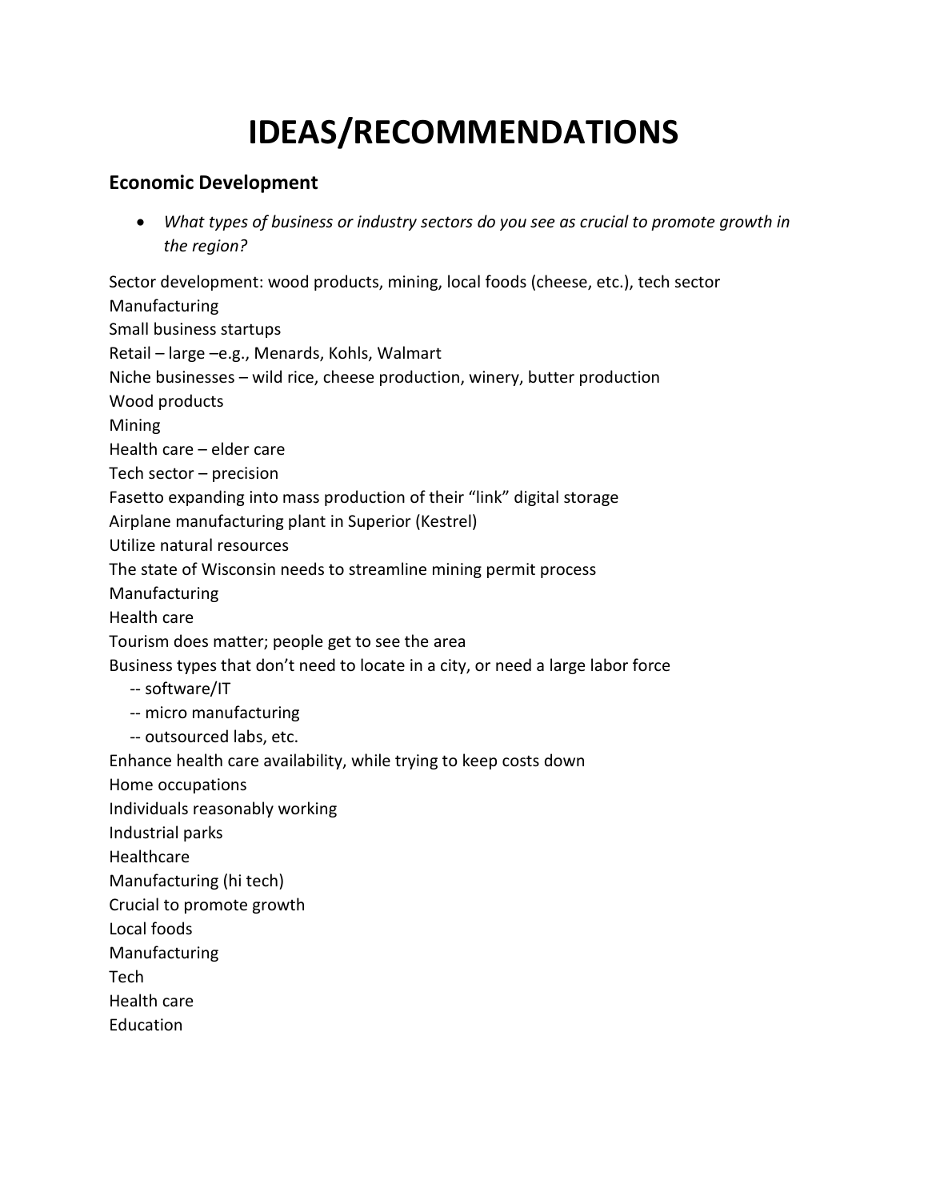# IDEAS/RECOMMENDATIONS

## Economic Development

- *What types of business or industry sectors do you see as crucial to promote growth in the region?*

Sector development: wood products, mining, local foods (cheese, etc.), tech sector
Manufacturing
Small business startups
Retail – large –e.g., Menards, Kohls, Walmart
Niche businesses – wild rice, cheese production, winery, butter production
Wood products
Mining
Health care – elder care
Tech sector – precision
Fasetto expanding into mass production of their "link" digital storage
Airplane manufacturing plant in Superior (Kestrel)
Utilize natural resources
The state of Wisconsin needs to streamline mining permit process
Manufacturing
Health care
Tourism does matter; people get to see the area
Business types that don't need to locate in a city, or need a large labor force
  -- software/IT
  -- micro manufacturing
  -- outsourced labs, etc.
Enhance health care availability, while trying to keep costs down
Home occupations
Individuals reasonably working
Industrial parks
Healthcare
Manufacturing (hi tech)
Crucial to promote growth
Local foods
Manufacturing
Tech
Health care
Education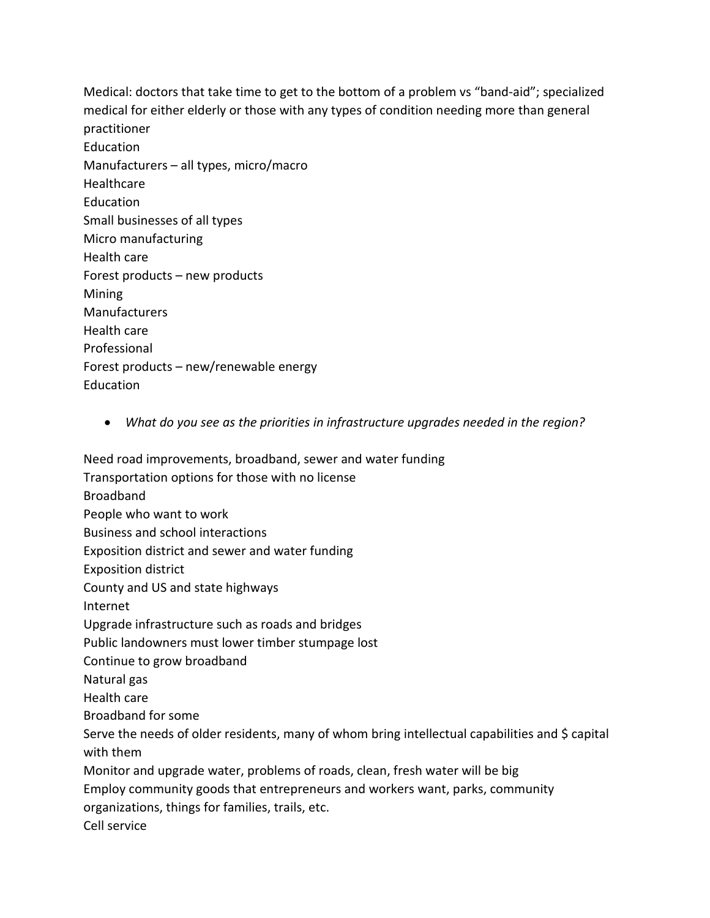Medical: doctors that take time to get to the bottom of a problem vs "band-aid"; specialized medical for either elderly or those with any types of condition needing more than general practitioner
Education
Manufacturers – all types, micro/macro
Healthcare
Education
Small businesses of all types
Micro manufacturing
Health care
Forest products – new products
Mining
Manufacturers
Health care
Professional
Forest products – new/renewable energy
Education

- *What do you see as the priorities in infrastructure upgrades needed in the region?*

Need road improvements, broadband, sewer and water funding
Transportation options for those with no license
Broadband
People who want to work
Business and school interactions
Exposition district and sewer and water funding
Exposition district
County and US and state highways
Internet
Upgrade infrastructure such as roads and bridges
Public landowners must lower timber stumpage lost
Continue to grow broadband
Natural gas
Health care
Broadband for some
Serve the needs of older residents, many of whom bring intellectual capabilities and $ capital with them
Monitor and upgrade water, problems of roads, clean, fresh water will be big
Employ community goods that entrepreneurs and workers want, parks, community organizations, things for families, trails, etc.
Cell service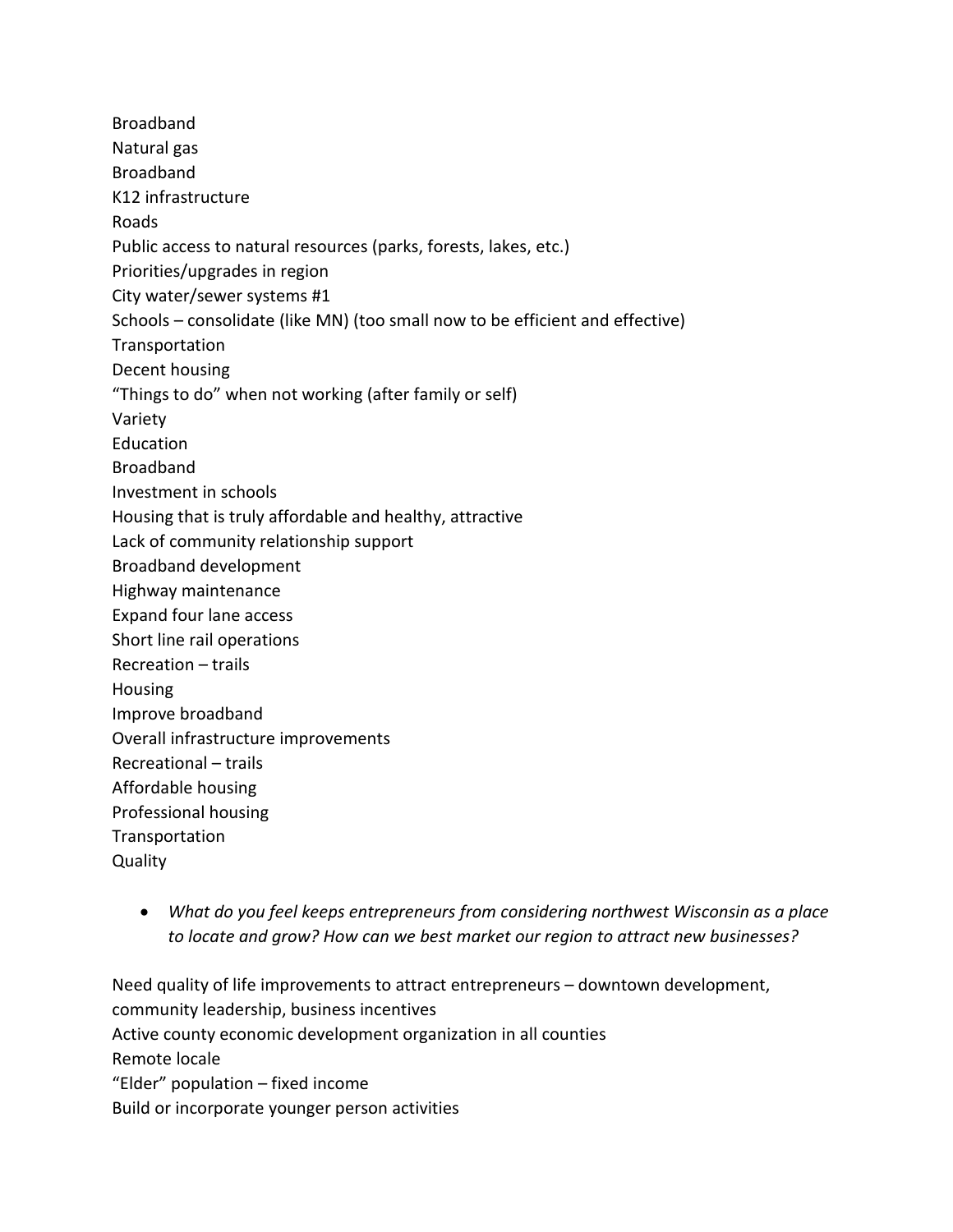Broadband
Natural gas
Broadband
K12 infrastructure
Roads
Public access to natural resources (parks, forests, lakes, etc.)
Priorities/upgrades in region
City water/sewer systems #1
Schools – consolidate (like MN) (too small now to be efficient and effective)
Transportation
Decent housing
“Things to do” when not working (after family or self)
Variety
Education
Broadband
Investment in schools
Housing that is truly affordable and healthy, attractive
Lack of community relationship support
Broadband development
Highway maintenance
Expand four lane access
Short line rail operations
Recreation – trails
Housing
Improve broadband
Overall infrastructure improvements
Recreational – trails
Affordable housing
Professional housing
Transportation
Quality

- *What do you feel keeps entrepreneurs from considering northwest Wisconsin as a place to locate and grow? How can we best market our region to attract new businesses?*

Need quality of life improvements to attract entrepreneurs – downtown development, community leadership, business incentives
Active county economic development organization in all counties
Remote locale
“Elder” population – fixed income
Build or incorporate younger person activities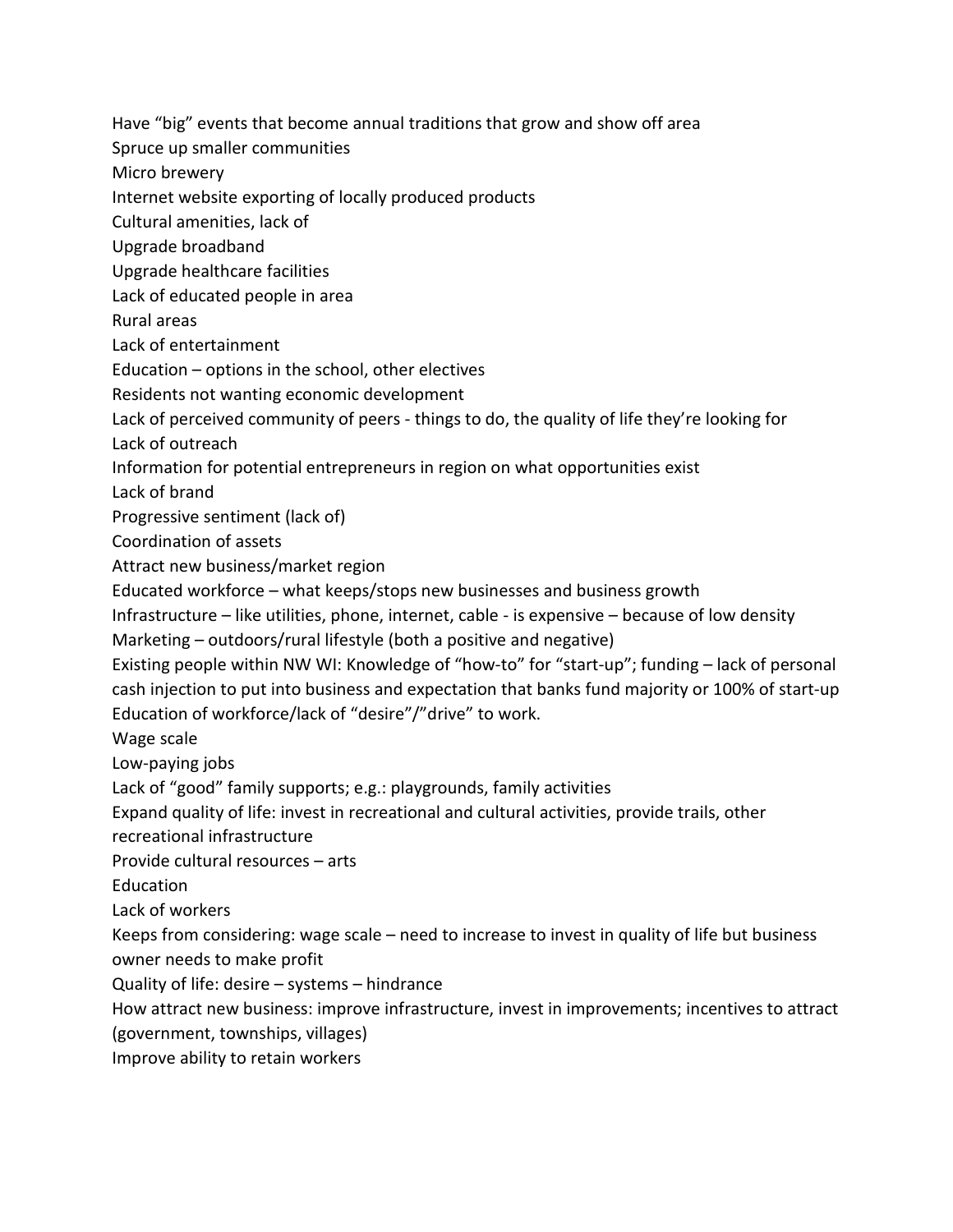Have "big" events that become annual traditions that grow and show off area
Spruce up smaller communities
Micro brewery
Internet website exporting of locally produced products
Cultural amenities, lack of
Upgrade broadband
Upgrade healthcare facilities
Lack of educated people in area
Rural areas
Lack of entertainment
Education – options in the school, other electives
Residents not wanting economic development
Lack of perceived community of peers - things to do, the quality of life they're looking for
Lack of outreach
Information for potential entrepreneurs in region on what opportunities exist
Lack of brand
Progressive sentiment (lack of)
Coordination of assets
Attract new business/market region
Educated workforce – what keeps/stops new businesses and business growth
Infrastructure – like utilities, phone, internet, cable - is expensive – because of low density
Marketing – outdoors/rural lifestyle (both a positive and negative)
Existing people within NW WI: Knowledge of "how-to" for "start-up"; funding – lack of personal cash injection to put into business and expectation that banks fund majority or 100% of start-up
Education of workforce/lack of "desire"/"drive" to work.
Wage scale
Low-paying jobs
Lack of "good" family supports; e.g.: playgrounds, family activities
Expand quality of life: invest in recreational and cultural activities, provide trails, other recreational infrastructure
Provide cultural resources – arts
Education
Lack of workers
Keeps from considering: wage scale – need to increase to invest in quality of life but business owner needs to make profit
Quality of life: desire – systems – hindrance
How attract new business: improve infrastructure, invest in improvements; incentives to attract (government, townships, villages)
Improve ability to retain workers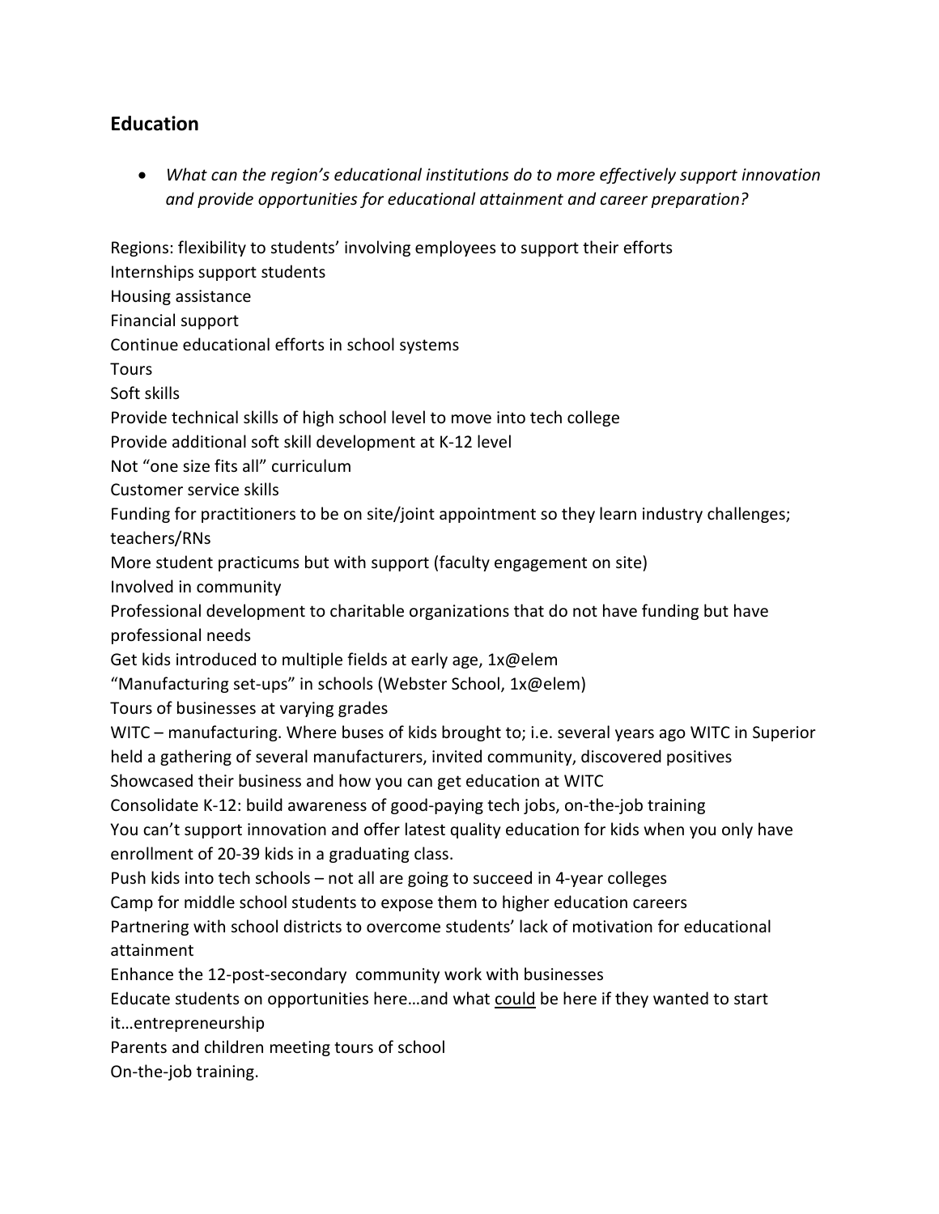## Education

- *What can the region's educational institutions do to more effectively support innovation and provide opportunities for educational attainment and career preparation?*

Regions: flexibility to students' involving employees to support their efforts
Internships support students
Housing assistance
Financial support
Continue educational efforts in school systems
Tours
Soft skills
Provide technical skills of high school level to move into tech college
Provide additional soft skill development at K-12 level
Not "one size fits all" curriculum
Customer service skills
Funding for practitioners to be on site/joint appointment so they learn industry challenges; teachers/RNs
More student practicums but with support (faculty engagement on site)
Involved in community
Professional development to charitable organizations that do not have funding but have professional needs
Get kids introduced to multiple fields at early age, 1x@elem
"Manufacturing set-ups" in schools (Webster School, 1x@elem)
Tours of businesses at varying grades
WITC – manufacturing. Where buses of kids brought to; i.e. several years ago WITC in Superior held a gathering of several manufacturers, invited community, discovered positives
Showcased their business and how you can get education at WITC
Consolidate K-12: build awareness of good-paying tech jobs, on-the-job training
You can't support innovation and offer latest quality education for kids when you only have enrollment of 20-39 kids in a graduating class.
Push kids into tech schools – not all are going to succeed in 4-year colleges
Camp for middle school students to expose them to higher education careers
Partnering with school districts to overcome students' lack of motivation for educational attainment
Enhance the 12-post-secondary community work with businesses
Educate students on opportunities here…and what <u>could</u> be here if they wanted to start it…entrepreneurship
Parents and children meeting tours of school
On-the-job training.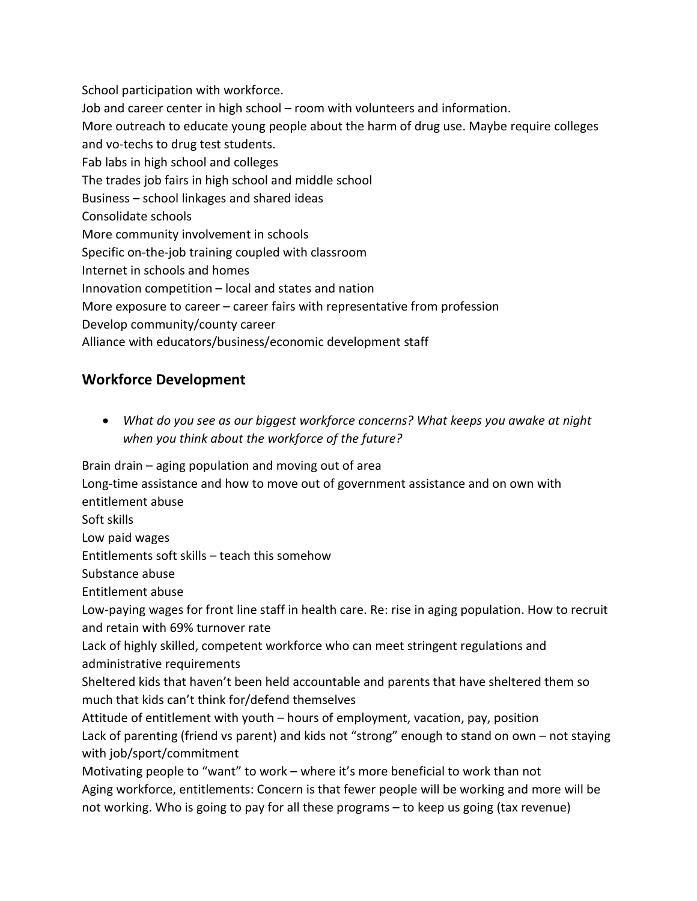School participation with workforce.
Job and career center in high school – room with volunteers and information.
More outreach to educate young people about the harm of drug use. Maybe require colleges and vo-techs to drug test students.
Fab labs in high school and colleges
The trades job fairs in high school and middle school
Business – school linkages and shared ideas
Consolidate schools
More community involvement in schools
Specific on-the-job training coupled with classroom
Internet in schools and homes
Innovation competition – local and states and nation
More exposure to career – career fairs with representative from profession
Develop community/county career
Alliance with educators/business/economic development staff

## Workforce Development

- *What do you see as our biggest workforce concerns? What keeps you awake at night when you think about the workforce of the future?*

Brain drain – aging population and moving out of area
Long-time assistance and how to move out of government assistance and on own with entitlement abuse
Soft skills
Low paid wages
Entitlements soft skills – teach this somehow
Substance abuse
Entitlement abuse
Low-paying wages for front line staff in health care. Re: rise in aging population. How to recruit and retain with 69% turnover rate
Lack of highly skilled, competent workforce who can meet stringent regulations and administrative requirements
Sheltered kids that haven't been held accountable and parents that have sheltered them so much that kids can't think for/defend themselves
Attitude of entitlement with youth – hours of employment, vacation, pay, position
Lack of parenting (friend vs parent) and kids not "strong" enough to stand on own – not staying with job/sport/commitment
Motivating people to "want" to work – where it's more beneficial to work than not
Aging workforce, entitlements: Concern is that fewer people will be working and more will be not working. Who is going to pay for all these programs – to keep us going (tax revenue)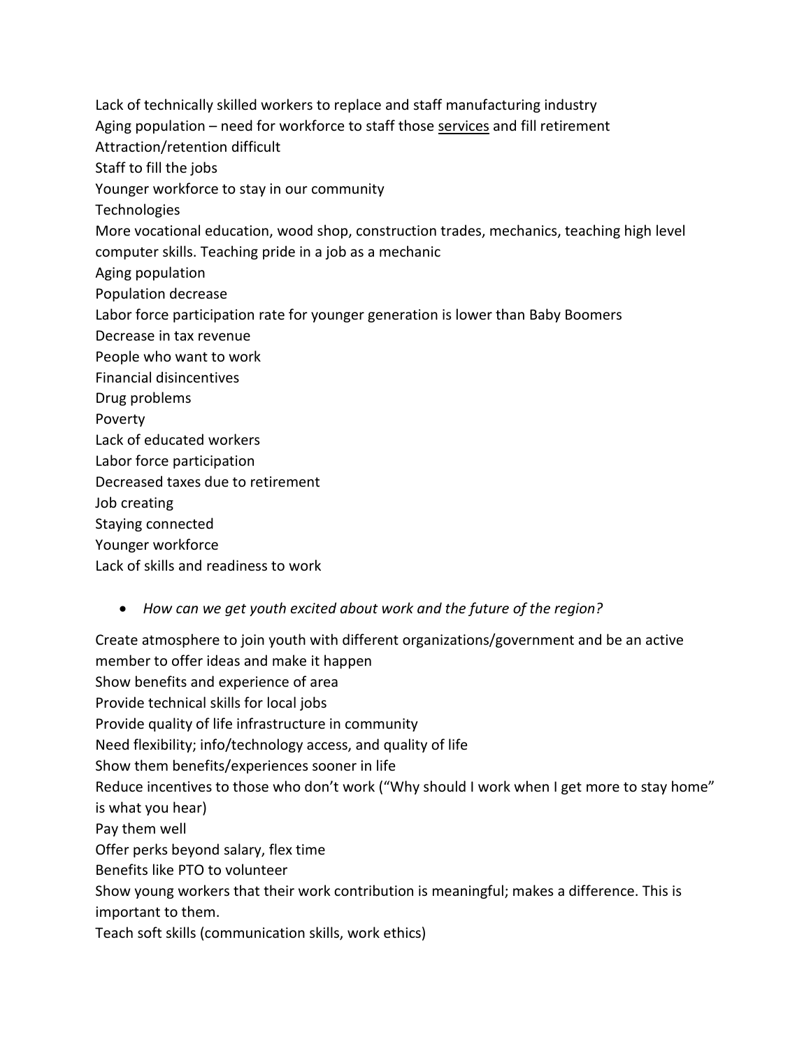Lack of technically skilled workers to replace and staff manufacturing industry
Aging population – need for workforce to staff those <u>services</u> and fill retirement
Attraction/retention difficult
Staff to fill the jobs
Younger workforce to stay in our community
Technologies
More vocational education, wood shop, construction trades, mechanics, teaching high level computer skills. Teaching pride in a job as a mechanic
Aging population
Population decrease
Labor force participation rate for younger generation is lower than Baby Boomers
Decrease in tax revenue
People who want to work
Financial disincentives
Drug problems
Poverty
Lack of educated workers
Labor force participation
Decreased taxes due to retirement
Job creating
Staying connected
Younger workforce
Lack of skills and readiness to work

- *How can we get youth excited about work and the future of the region?*

Create atmosphere to join youth with different organizations/government and be an active member to offer ideas and make it happen
Show benefits and experience of area
Provide technical skills for local jobs
Provide quality of life infrastructure in community
Need flexibility; info/technology access, and quality of life
Show them benefits/experiences sooner in life
Reduce incentives to those who don't work ("Why should I work when I get more to stay home" is what you hear)
Pay them well
Offer perks beyond salary, flex time
Benefits like PTO to volunteer
Show young workers that their work contribution is meaningful; makes a difference. This is important to them.
Teach soft skills (communication skills, work ethics)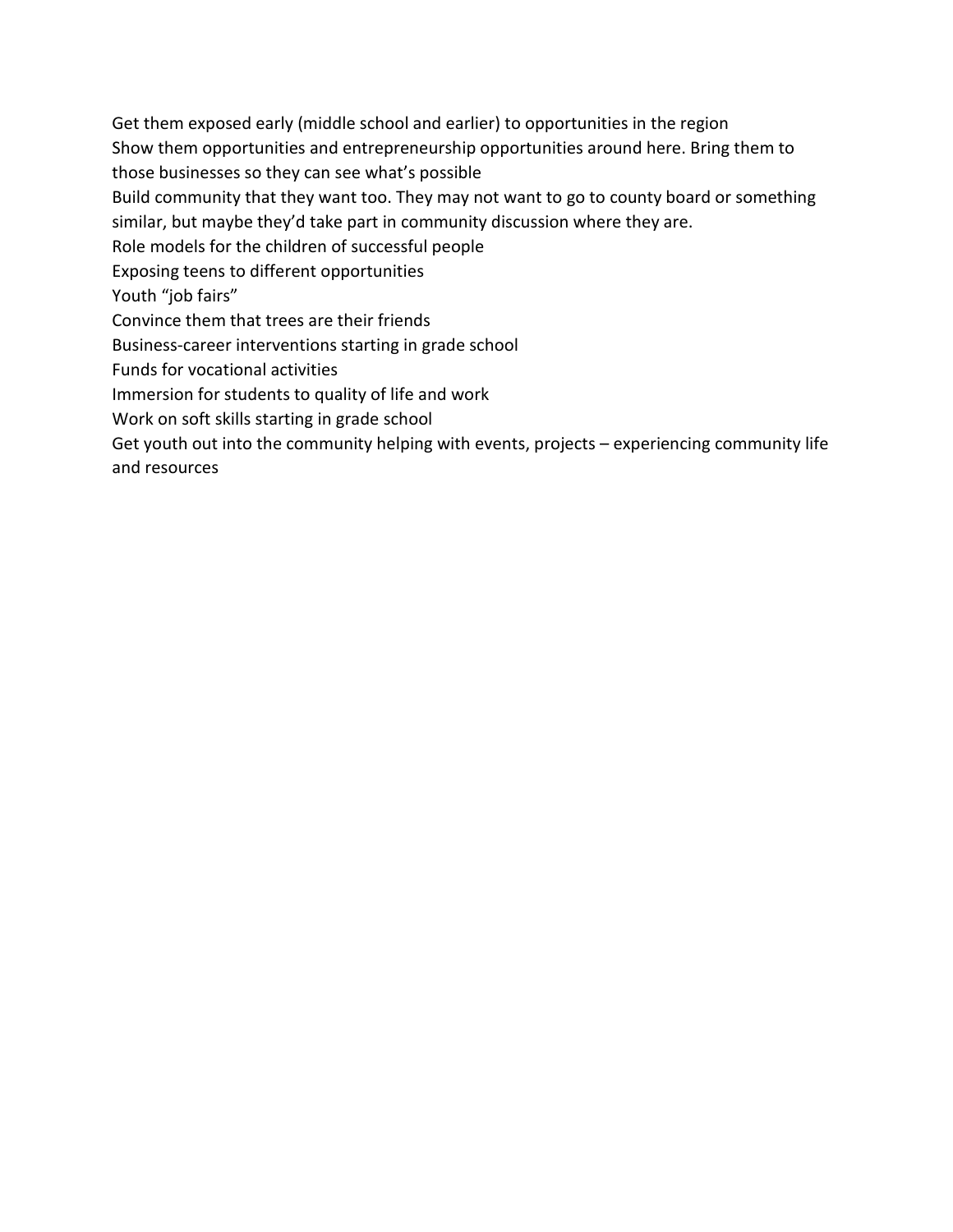Get them exposed early (middle school and earlier) to opportunities in the region

Show them opportunities and entrepreneurship opportunities around here. Bring them to those businesses so they can see what's possible

Build community that they want too. They may not want to go to county board or something similar, but maybe they'd take part in community discussion where they are.

Role models for the children of successful people

Exposing teens to different opportunities

Youth "job fairs"

Convince them that trees are their friends

Business-career interventions starting in grade school

Funds for vocational activities

Immersion for students to quality of life and work

Work on soft skills starting in grade school

Get youth out into the community helping with events, projects – experiencing community life and resources